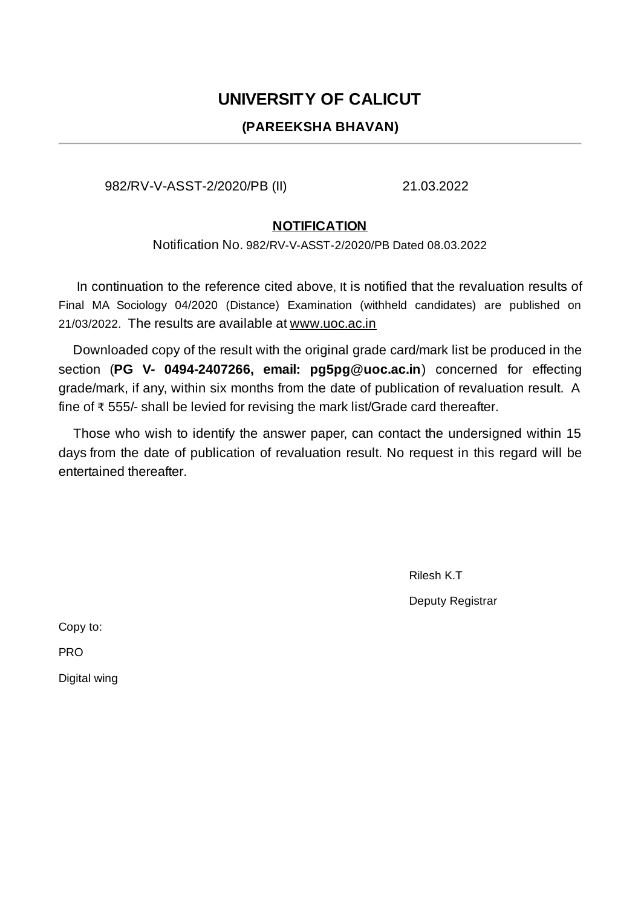# UNIVERSITY OF CALICUT

## (PAREEKSHA BHAVAN)

---

982/RV-V-ASST-2/2020/PB (II) 21.03.2022

**NOTIFICATION**

Notification No. 982/RV-V-ASST-2/2020/PB Dated 08.03.2022

In continuation to the reference cited above, It is notified that the revaluation results of Final MA Sociology 04/2020 (Distance) Examination (withheld candidates) are published on 21/03/2022. The results are available at www.uoc.ac.in

Downloaded copy of the result with the original grade card/mark list be produced in the section (**PG V- 0494-2407266, email: pg5pg@uoc.ac.in**) concerned for effecting grade/mark, if any, within six months from the date of publication of revaluation result. A fine of ₹ 555/- shall be levied for revising the mark list/Grade card thereafter.

Those who wish to identify the answer paper, can contact the undersigned within 15 days from the date of publication of revaluation result. No request in this regard will be entertained thereafter.

Rilesh K.T

Deputy Registrar

Copy to:

PRO

Digital wing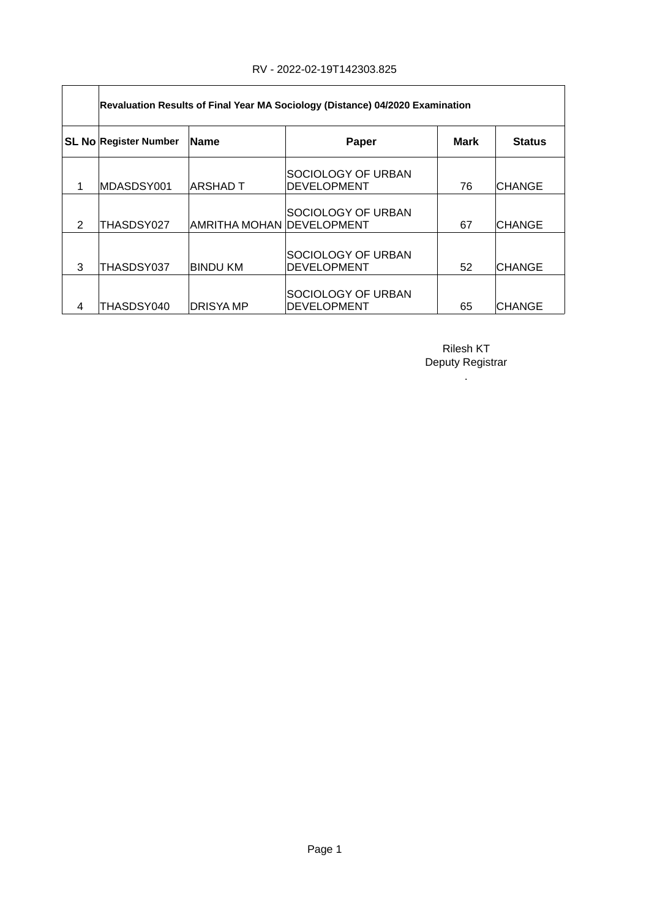RV - 2022-02-19T142303.825

| | Revaluation Results of Final Year MA Sociology (Distance) 04/2020 Examination | | | | |
|---|---|---|---|---|---|
| **SL No** | **Register Number** | **Name** | **Paper** | **Mark** | **Status** |
| 1 | MDASDSY001 | ARSHAD T | SOCIOLOGY OF URBAN DEVELOPMENT | 76 | CHANGE |
| 2 | THASDSY027 | AMRITHA MOHAN | SOCIOLOGY OF URBAN DEVELOPMENT | 67 | CHANGE |
| 3 | THASDSY037 | BINDU KM | SOCIOLOGY OF URBAN DEVELOPMENT | 52 | CHANGE |
| 4 | THASDSY040 | DRISYA MP | SOCIOLOGY OF URBAN DEVELOPMENT | 65 | CHANGE |

Rilesh KT
Deputy Registrar
.